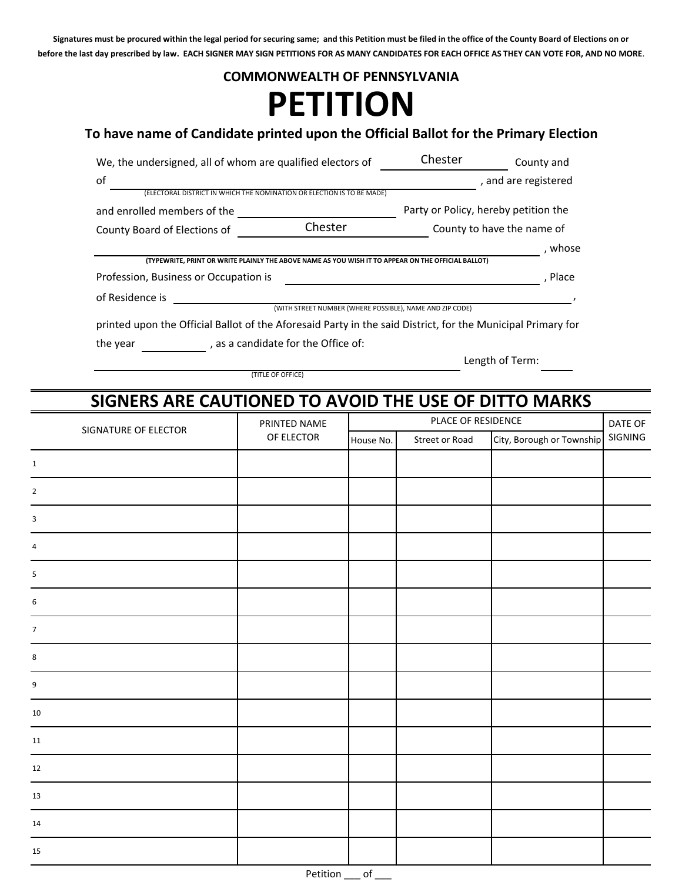**Signatures must be procured within the legal period for securing same; and this Petition must be filed in the office of the County Board of Elections on or before the last day prescribed by law. EACH SIGNER MAY SIGN PETITIONS FOR AS MANY CANDIDATES FOR EACH OFFICE AS THEY CAN VOTE FOR, AND NO MORE**.

**COMMONWEALTH OF PENNSYLVANIA**

# PETITION

## To have name of Candidate printed upon the Official Ballot for the Primary Election

We, the undersigned, all of whom are qualified electors of \_\_\_\_Chester\_\_\_\_ County and of \_\_\_\_\_\_\_\_\_\_\_\_\_\_\_\_\_\_\_\_\_\_\_\_\_\_\_\_\_\_\_\_, and are registered
(ELECTORAL DISTRICT IN WHICH THE NOMINATION OR ELECTION IS TO BE MADE)

and enrolled members of the \_\_\_\_\_\_\_\_\_\_\_\_\_\_\_\_\_\_\_\_ Party or Policy, hereby petition the County Board of Elections of \_\_\_\_Chester\_\_\_\_ County to have the name of

\_\_\_\_\_\_\_\_\_\_\_\_\_\_\_\_\_\_\_\_\_\_\_\_\_\_\_\_\_\_\_\_\_\_\_\_\_\_\_\_\_\_\_\_\_\_\_\_, whose
**(TYPEWRITE, PRINT OR WRITE PLAINLY THE ABOVE NAME AS YOU WISH IT TO APPEAR ON THE OFFICIAL BALLOT)**

Profession, Business or Occupation is \_\_\_\_\_\_\_\_\_\_\_\_\_\_\_\_\_\_\_\_\_\_\_\_\_\_\_\_\_\_\_\_, Place of Residence is \_\_\_\_\_\_\_\_\_\_\_\_\_\_\_\_\_\_\_\_\_\_\_\_\_\_\_\_\_\_\_\_\_\_\_\_\_\_\_\_,
(WITH STREET NUMBER (WHERE POSSIBLE), NAME AND ZIP CODE)

printed upon the Official Ballot of the Aforesaid Party in the said District, for the Municipal Primary for the year \_\_\_\_\_\_\_\_\_\_, as a candidate for the Office of:

\_\_\_\_\_\_\_\_\_\_\_\_\_\_\_\_\_\_\_\_\_\_\_\_\_\_\_\_\_\_\_\_\_\_\_\_\_\_\_\_ Length of Term: \_\_\_\_\_\_
(TITLE OF OFFICE)

## SIGNERS ARE CAUTIONED TO AVOID THE USE OF DITTO MARKS

| SIGNATURE OF ELECTOR | PRINTED NAME OF ELECTOR | PLACE OF RESIDENCE | | | DATE OF SIGNING |
|---|---|---|---|---|---|
| | | House No. | Street or Road | City, Borough or Township | |
| 1 | | | | | |
| 2 | | | | | |
| 3 | | | | | |
| 4 | | | | | |
| 5 | | | | | |
| 6 | | | | | |
| 7 | | | | | |
| 8 | | | | | |
| 9 | | | | | |
| 10 | | | | | |
| 11 | | | | | |
| 12 | | | | | |
| 13 | | | | | |
| 14 | | | | | |
| 15 | | | | | |

Petition \_\_\_ of \_\_\_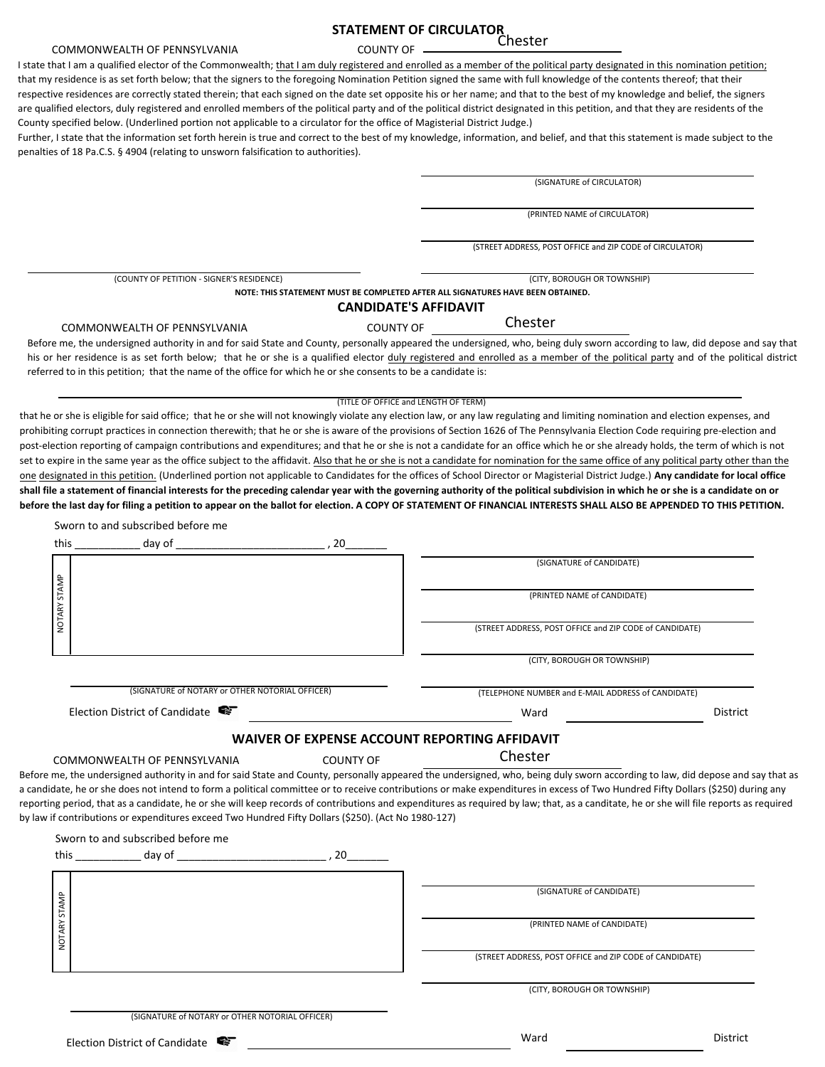## STATEMENT OF CIRCULATOR

COMMONWEALTH OF PENNSYLVANIA COUNTY OF Chester

I state that I am a qualified elector of the Commonwealth; that I am duly registered and enrolled as a member of the political party designated in this nomination petition; that my residence is as set forth below; that the signers to the foregoing Nomination Petition signed the same with full knowledge of the contents thereof; that their respective residences are correctly stated therein; that each signed on the date set opposite his or her name; and that to the best of my knowledge and belief, the signers are qualified electors, duly registered and enrolled members of the political party and of the political district designated in this petition, and that they are residents of the County specified below. (Underlined portion not applicable to a circulator for the office of Magisterial District Judge.)

Further, I state that the information set forth herein is true and correct to the best of my knowledge, information, and belief, and that this statement is made subject to the penalties of 18 Pa.C.S. § 4904 (relating to unsworn falsification to authorities).

(SIGNATURE of CIRCULATOR)

(PRINTED NAME of CIRCULATOR)

(STREET ADDRESS, POST OFFICE and ZIP CODE of CIRCULATOR)

(COUNTY OF PETITION - SIGNER'S RESIDENCE) (CITY, BOROUGH OR TOWNSHIP)

**NOTE: THIS STATEMENT MUST BE COMPLETED AFTER ALL SIGNATURES HAVE BEEN OBTAINED.**

## CANDIDATE'S AFFIDAVIT

COMMONWEALTH OF PENNSYLVANIA COUNTY OF Chester

Before me, the undersigned authority in and for said State and County, personally appeared the undersigned, who, being duly sworn according to law, did depose and say that his or her residence is as set forth below; that he or she is a qualified elector duly registered and enrolled as a member of the political party and of the political district referred to in this petition; that the name of the office for which he or she consents to be a candidate is:

(TITLE OF OFFICE and LENGTH OF TERM)

that he or she is eligible for said office; that he or she will not knowingly violate any election law, or any law regulating and limiting nomination and election expenses, and prohibiting corrupt practices in connection therewith; that he or she is aware of the provisions of Section 1626 of The Pennsylvania Election Code requiring pre-election and post-election reporting of campaign contributions and expenditures; and that he or she is not a candidate for an office which he or she already holds, the term of which is not set to expire in the same year as the office subject to the affidavit. Also that he or she is not a candidate for nomination for the same office of any political party other than the one designated in this petition. (Underlined portion not applicable to Candidates for the offices of School Director or Magisterial District Judge.) **Any candidate for local office shall file a statement of financial interests for the preceding calendar year with the governing authority of the political subdivision in which he or she is a candidate on or before the last day for filing a petition to appear on the ballot for election. A COPY OF STATEMENT OF FINANCIAL INTERESTS SHALL ALSO BE APPENDED TO THIS PETITION.**

Sworn to and subscribed before me

this ___________ day of _________________________ , 20_______

NOTARY STAMP

(SIGNATURE of CANDIDATE)

(PRINTED NAME of CANDIDATE)

(STREET ADDRESS, POST OFFICE and ZIP CODE of CANDIDATE)

(CITY, BOROUGH OR TOWNSHIP)

(SIGNATURE of NOTARY or OTHER NOTORIAL OFFICER) (TELEPHONE NUMBER and E-MAIL ADDRESS of CANDIDATE)

Election District of Candidate ☛ ______________________ Ward ____________ District

## WAIVER OF EXPENSE ACCOUNT REPORTING AFFIDAVIT

COMMONWEALTH OF PENNSYLVANIA COUNTY OF Chester

Before me, the undersigned authority in and for said State and County, personally appeared the undersigned, who, being duly sworn according to law, did depose and say that as a candidate, he or she does not intend to form a political committee or to receive contributions or make expenditures in excess of Two Hundred Fifty Dollars ($250) during any reporting period, that as a candidate, he or she will keep records of contributions and expenditures as required by law; that, as a canditate, he or she will file reports as required by law if contributions or expenditures exceed Two Hundred Fifty Dollars ($250). (Act No 1980-127)

Sworn to and subscribed before me

this ___________ day of _________________________ , 20_______

NOTARY STAMP

(SIGNATURE of CANDIDATE)

(PRINTED NAME of CANDIDATE)

(STREET ADDRESS, POST OFFICE and ZIP CODE of CANDIDATE)

(CITY, BOROUGH OR TOWNSHIP)

(SIGNATURE of NOTARY or OTHER NOTORIAL OFFICER)

Election District of Candidate ☛ ______________________ Ward ____________ District